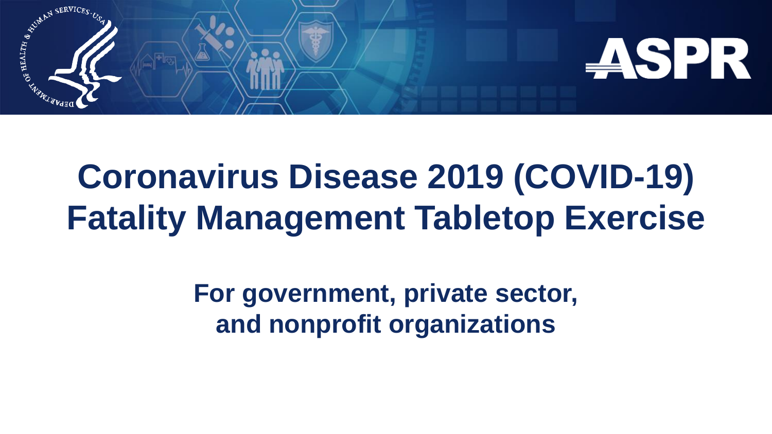# Coronavirus Disease 2019 (COVID-19) Fatality Management Tabletop Exercise

**For government, private sector, and nonprofit organizations**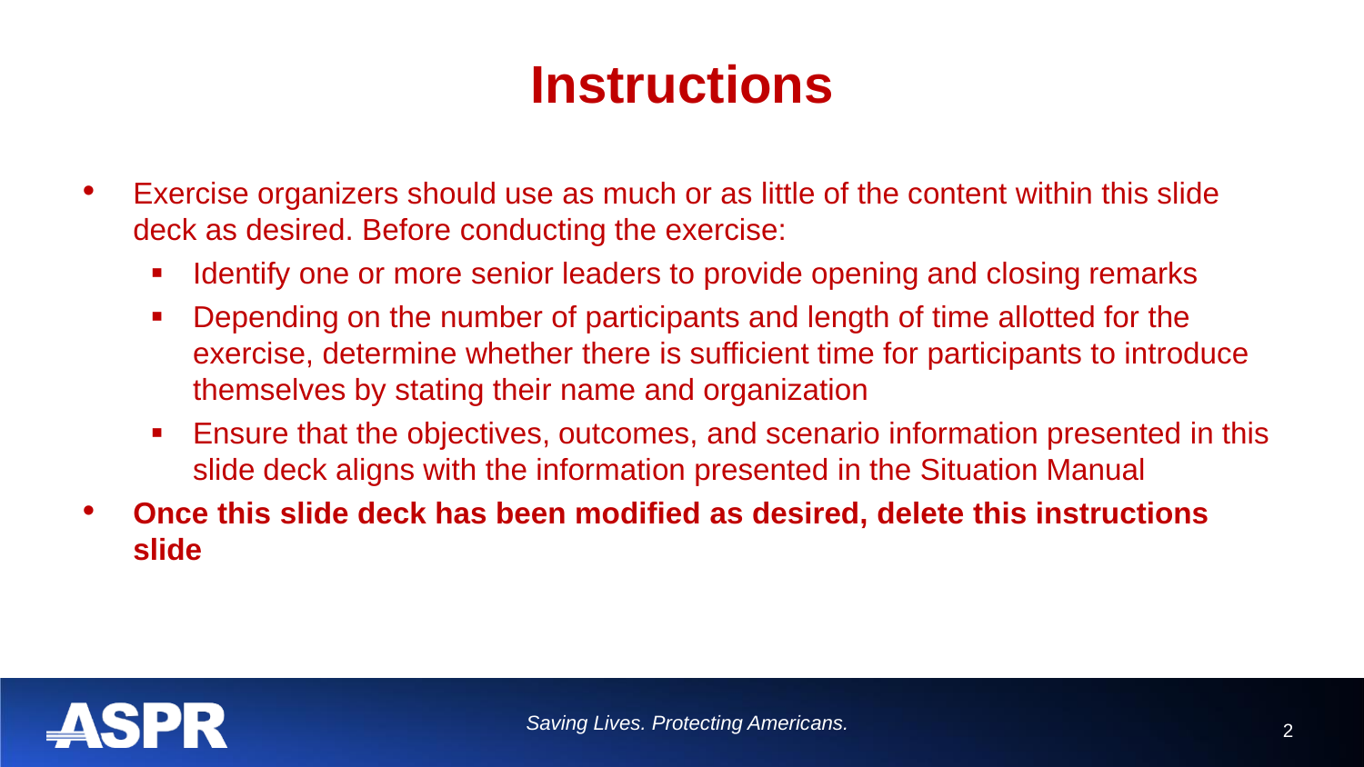# Instructions

- Exercise organizers should use as much or as little of the content within this slide deck as desired. Before conducting the exercise:
  - Identify one or more senior leaders to provide opening and closing remarks
  - Depending on the number of participants and length of time allotted for the exercise, determine whether there is sufficient time for participants to introduce themselves by stating their name and organization
  - Ensure that the objectives, outcomes, and scenario information presented in this slide deck aligns with the information presented in the Situation Manual
- **Once this slide deck has been modified as desired, delete this instructions slide**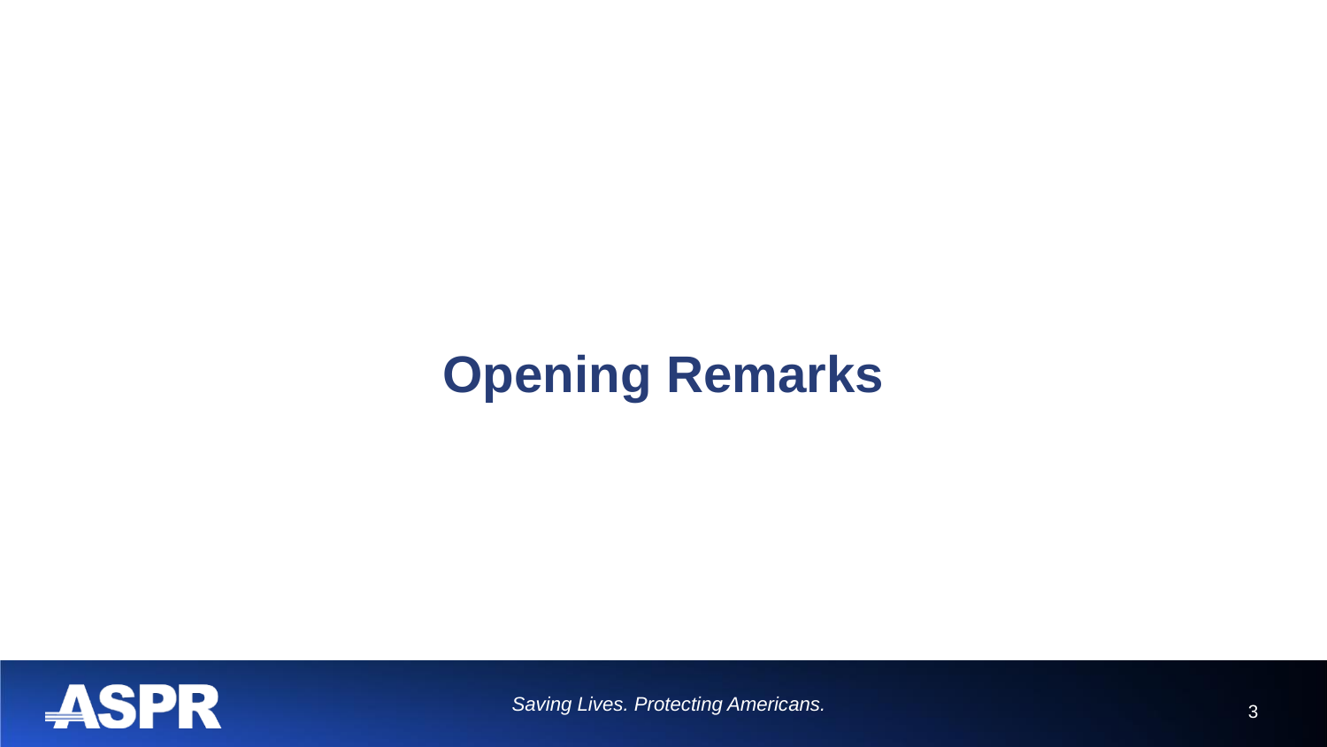# Opening Remarks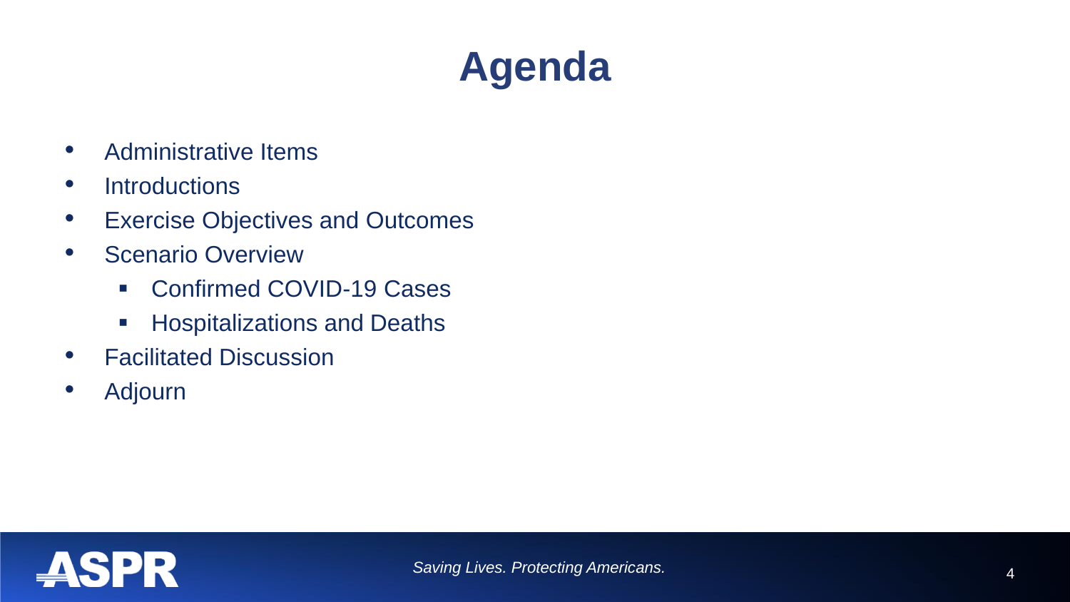# Agenda

- Administrative Items
- Introductions
- Exercise Objectives and Outcomes
- Scenario Overview
  - Confirmed COVID-19 Cases
  - Hospitalizations and Deaths
- Facilitated Discussion
- Adjourn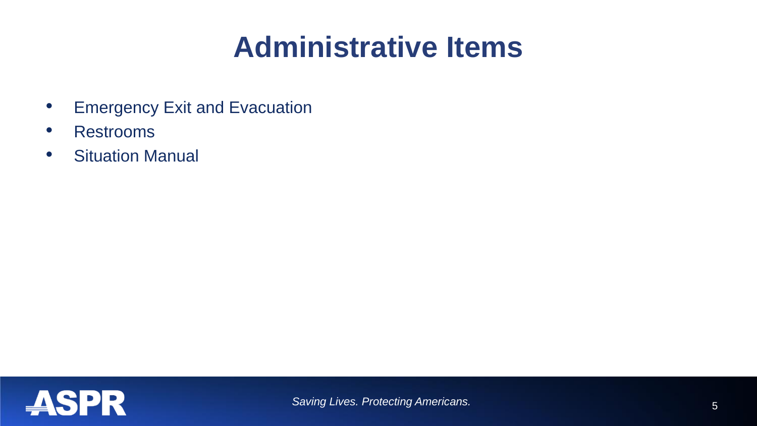# Administrative Items

- Emergency Exit and Evacuation
- Restrooms
- Situation Manual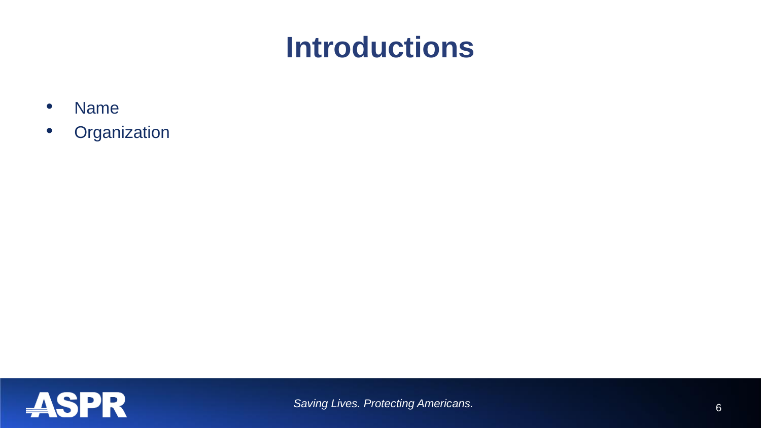# Introductions

- Name
- Organization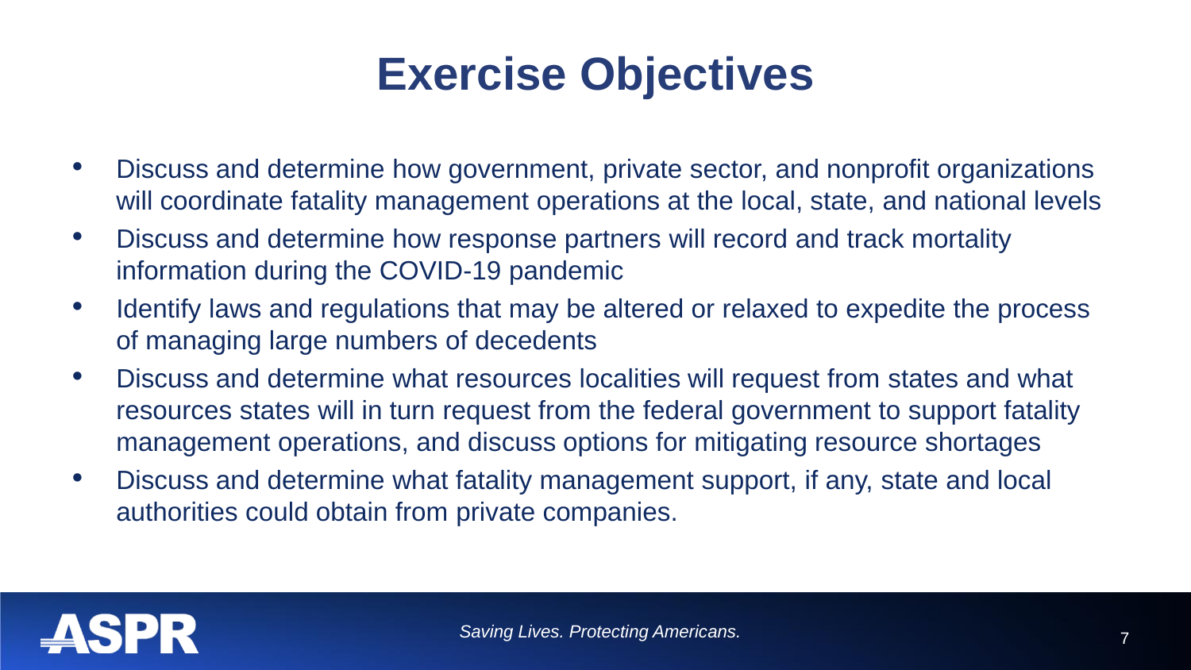# Exercise Objectives

- Discuss and determine how government, private sector, and nonprofit organizations will coordinate fatality management operations at the local, state, and national levels
- Discuss and determine how response partners will record and track mortality information during the COVID-19 pandemic
- Identify laws and regulations that may be altered or relaxed to expedite the process of managing large numbers of decedents
- Discuss and determine what resources localities will request from states and what resources states will in turn request from the federal government to support fatality management operations, and discuss options for mitigating resource shortages
- Discuss and determine what fatality management support, if any, state and local authorities could obtain from private companies.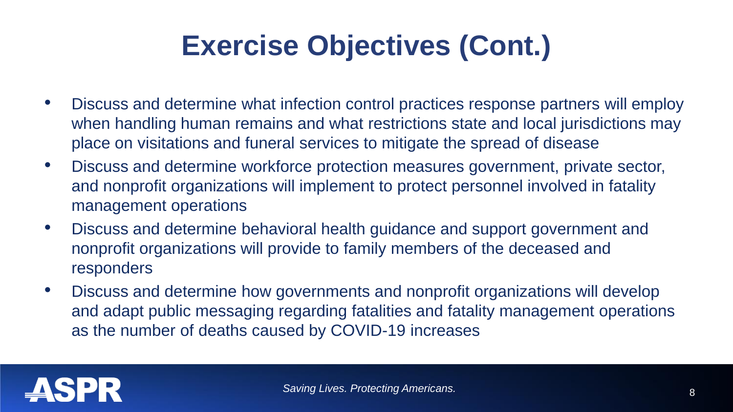# Exercise Objectives (Cont.)

- Discuss and determine what infection control practices response partners will employ when handling human remains and what restrictions state and local jurisdictions may place on visitations and funeral services to mitigate the spread of disease
- Discuss and determine workforce protection measures government, private sector, and nonprofit organizations will implement to protect personnel involved in fatality management operations
- Discuss and determine behavioral health guidance and support government and nonprofit organizations will provide to family members of the deceased and responders
- Discuss and determine how governments and nonprofit organizations will develop and adapt public messaging regarding fatalities and fatality management operations as the number of deaths caused by COVID-19 increases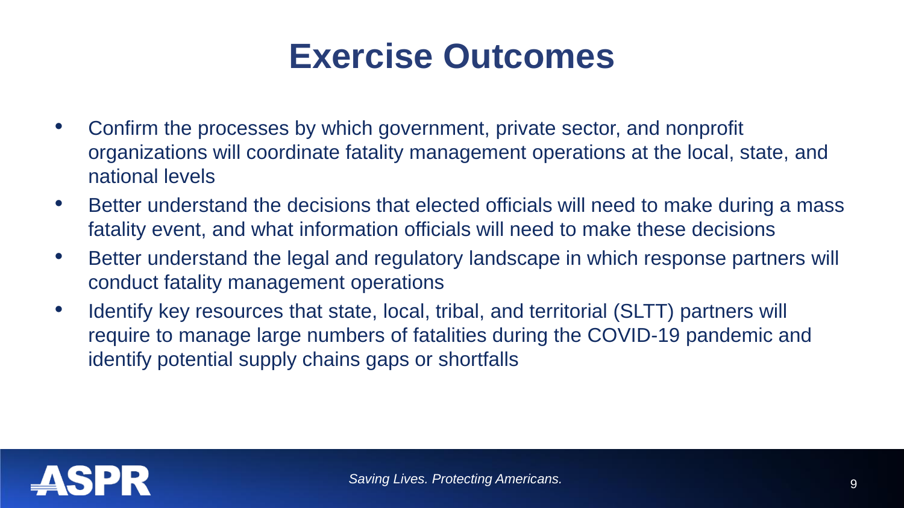# Exercise Outcomes

- Confirm the processes by which government, private sector, and nonprofit organizations will coordinate fatality management operations at the local, state, and national levels
- Better understand the decisions that elected officials will need to make during a mass fatality event, and what information officials will need to make these decisions
- Better understand the legal and regulatory landscape in which response partners will conduct fatality management operations
- Identify key resources that state, local, tribal, and territorial (SLTT) partners will require to manage large numbers of fatalities during the COVID-19 pandemic and identify potential supply chains gaps or shortfalls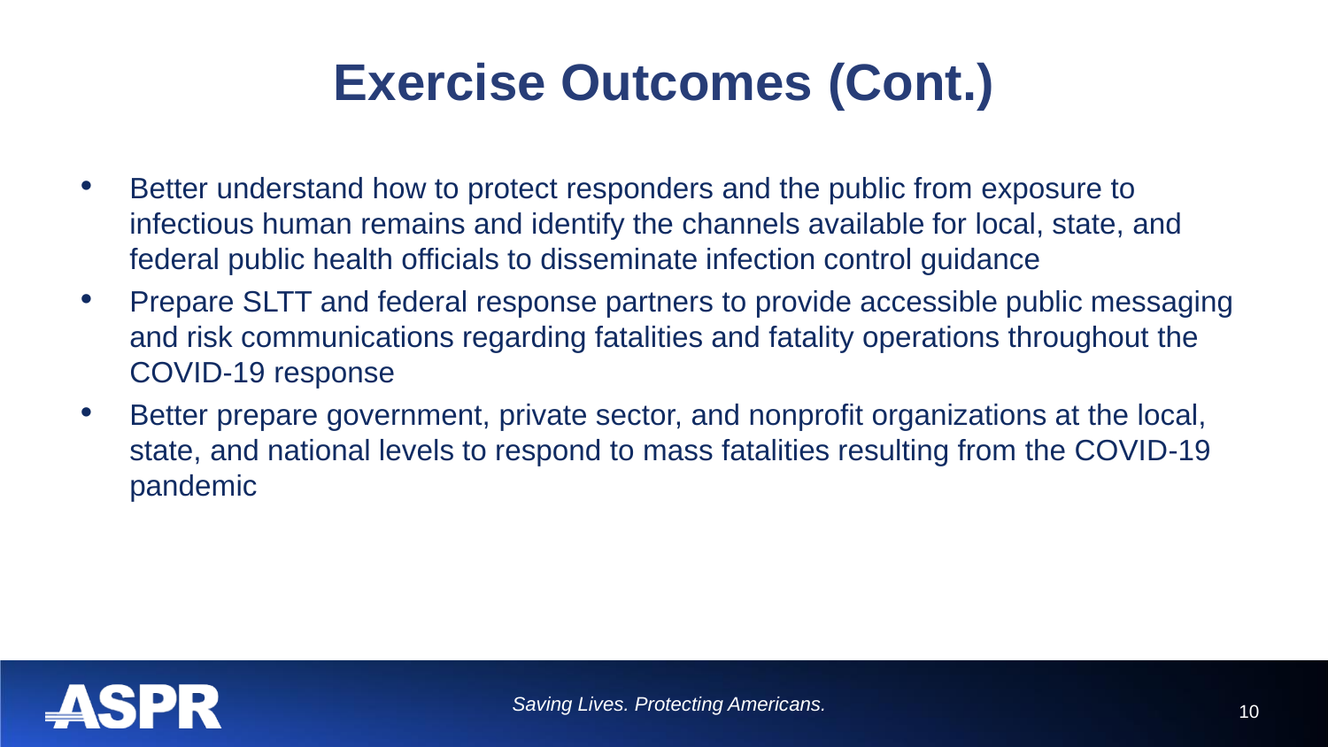# Exercise Outcomes (Cont.)

- Better understand how to protect responders and the public from exposure to infectious human remains and identify the channels available for local, state, and federal public health officials to disseminate infection control guidance
- Prepare SLTT and federal response partners to provide accessible public messaging and risk communications regarding fatalities and fatality operations throughout the COVID-19 response
- Better prepare government, private sector, and nonprofit organizations at the local, state, and national levels to respond to mass fatalities resulting from the COVID-19 pandemic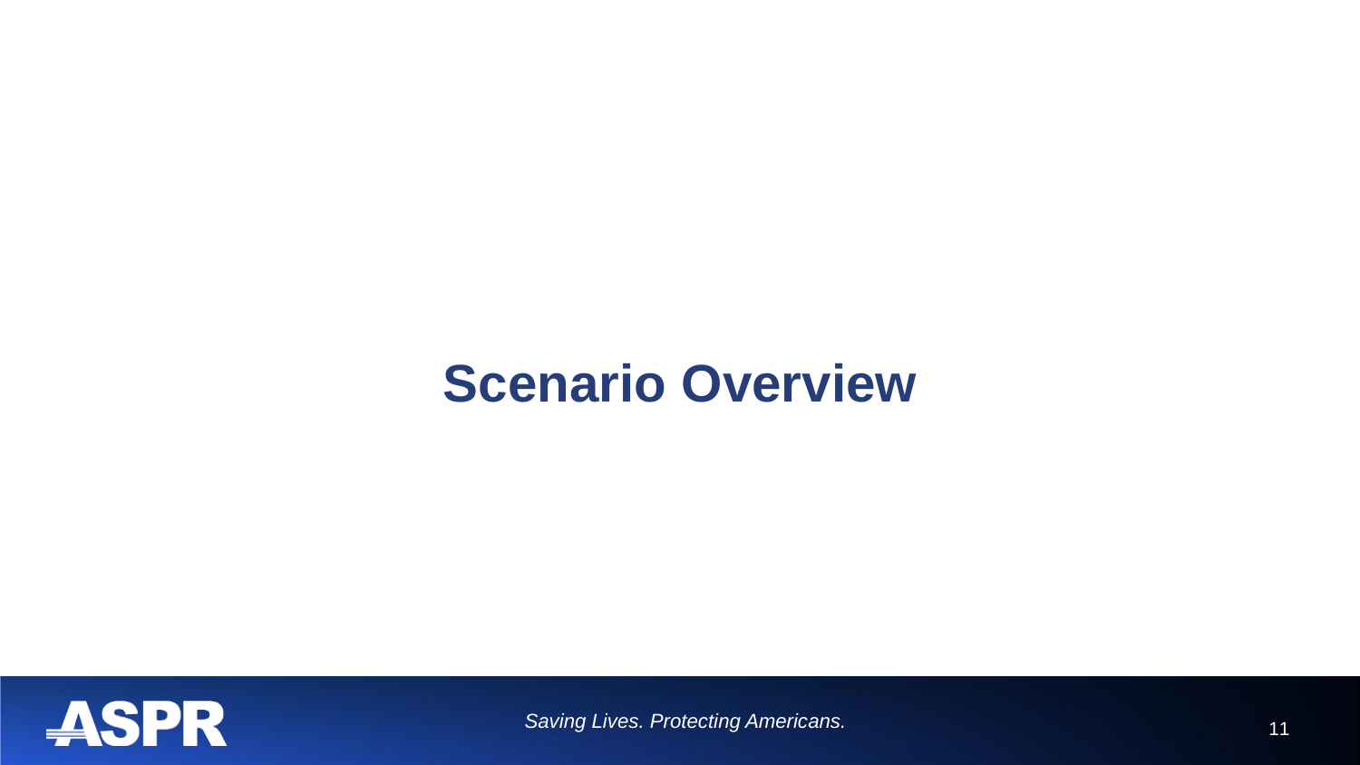# Scenario Overview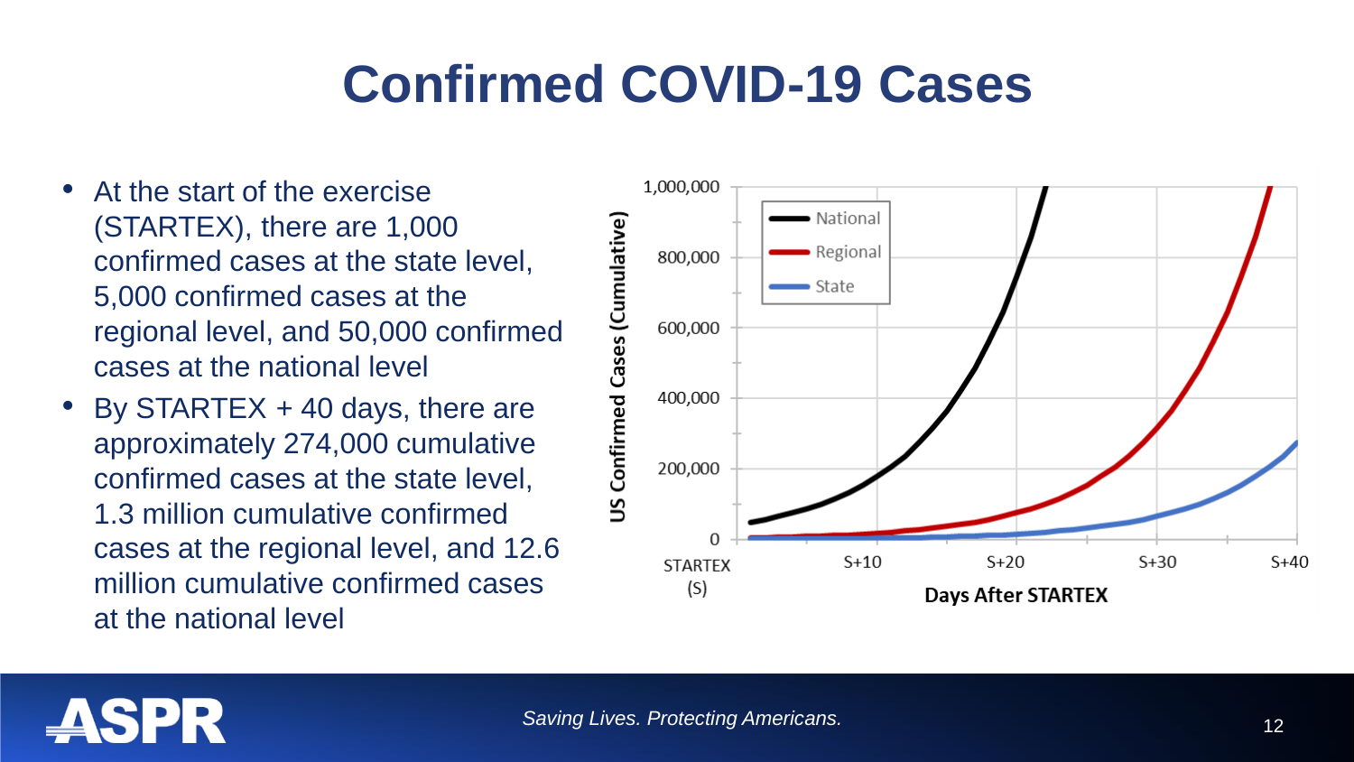# Confirmed COVID-19 Cases

- At the start of the exercise (STARTEX), there are 1,000 confirmed cases at the state level, 5,000 confirmed cases at the regional level, and 50,000 confirmed cases at the national level
- By STARTEX + 40 days, there are approximately 274,000 cumulative confirmed cases at the state level, 1.3 million cumulative confirmed cases at the regional level, and 12.6 million cumulative confirmed cases at the national level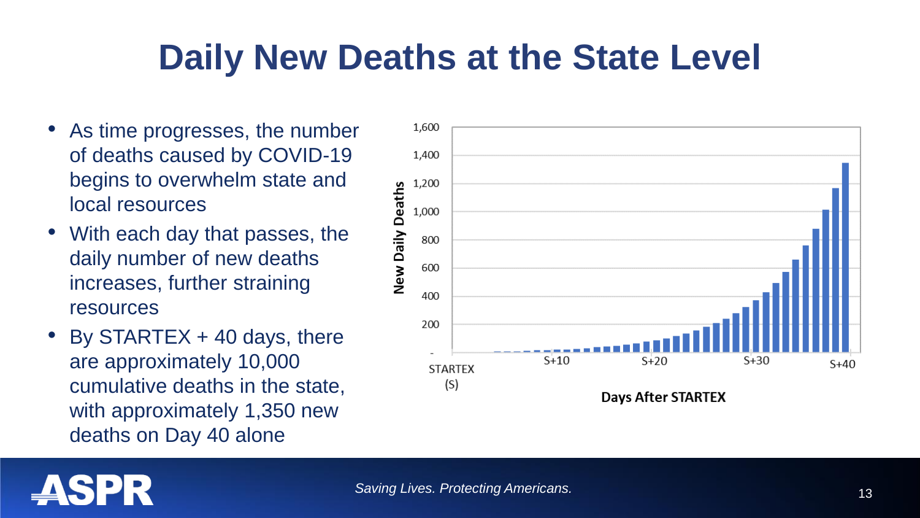# Daily New Deaths at the State Level

- As time progresses, the number of deaths caused by COVID-19 begins to overwhelm state and local resources
- With each day that passes, the daily number of new deaths increases, further straining resources
- By STARTEX + 40 days, there are approximately 10,000 cumulative deaths in the state, with approximately 1,350 new deaths on Day 40 alone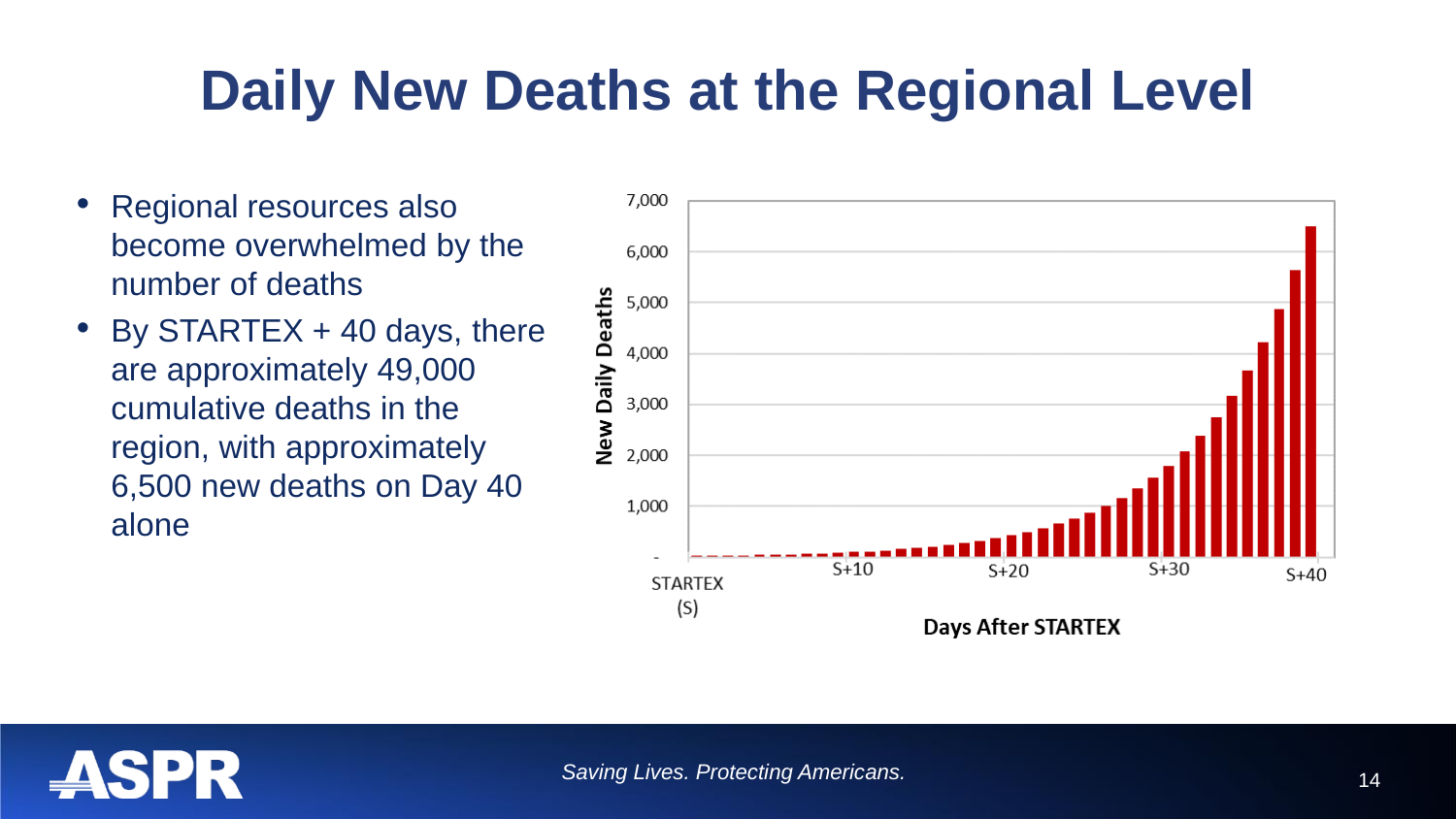# Daily New Deaths at the Regional Level

- Regional resources also become overwhelmed by the number of deaths
- By STARTEX + 40 days, there are approximately 49,000 cumulative deaths in the region, with approximately 6,500 new deaths on Day 40 alone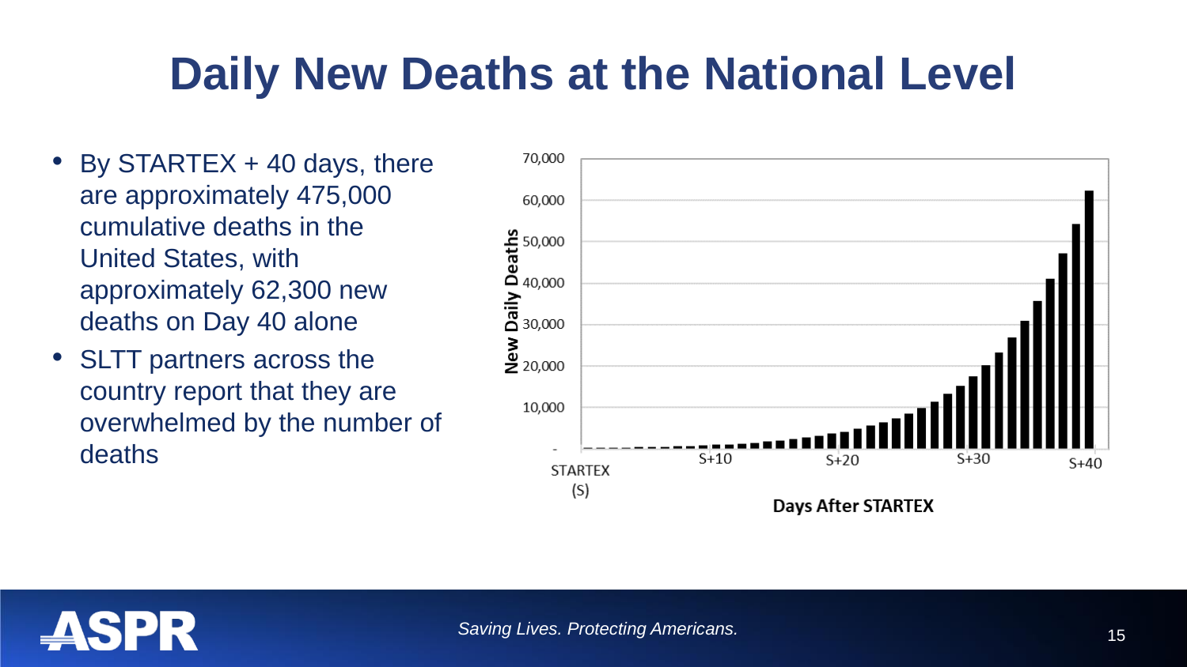# Daily New Deaths at the National Level

- By STARTEX + 40 days, there are approximately 475,000 cumulative deaths in the United States, with approximately 62,300 new deaths on Day 40 alone
- SLTT partners across the country report that they are overwhelmed by the number of deaths

New Daily Deaths

70,000
60,000
50,000
40,000
30,000
20,000
10,000
-

STARTEX (S) S+10 S+20 S+30 S+40

Days After STARTEX

*Saving Lives. Protecting Americans.*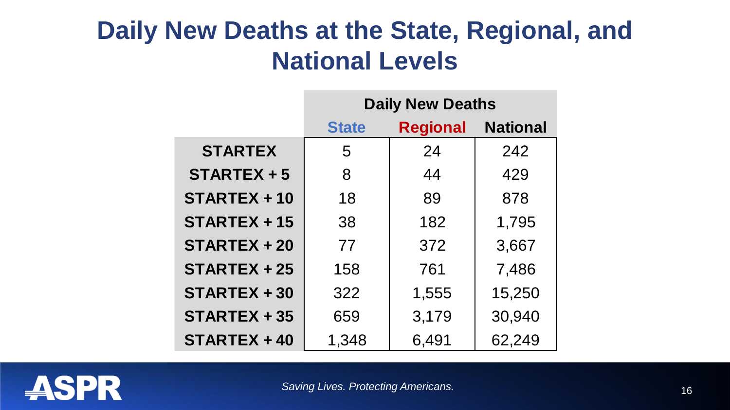# Daily New Deaths at the State, Regional, and National Levels

| | Daily New Deaths | | |
|---|---|---|---|
| | State | Regional | National |
| **STARTEX** | 5 | 24 | 242 |
| **STARTEX + 5** | 8 | 44 | 429 |
| **STARTEX + 10** | 18 | 89 | 878 |
| **STARTEX + 15** | 38 | 182 | 1,795 |
| **STARTEX + 20** | 77 | 372 | 3,667 |
| **STARTEX + 25** | 158 | 761 | 7,486 |
| **STARTEX + 30** | 322 | 1,555 | 15,250 |
| **STARTEX + 35** | 659 | 3,179 | 30,940 |
| **STARTEX + 40** | 1,348 | 6,491 | 62,249 |

ASPR

*Saving Lives. Protecting Americans.*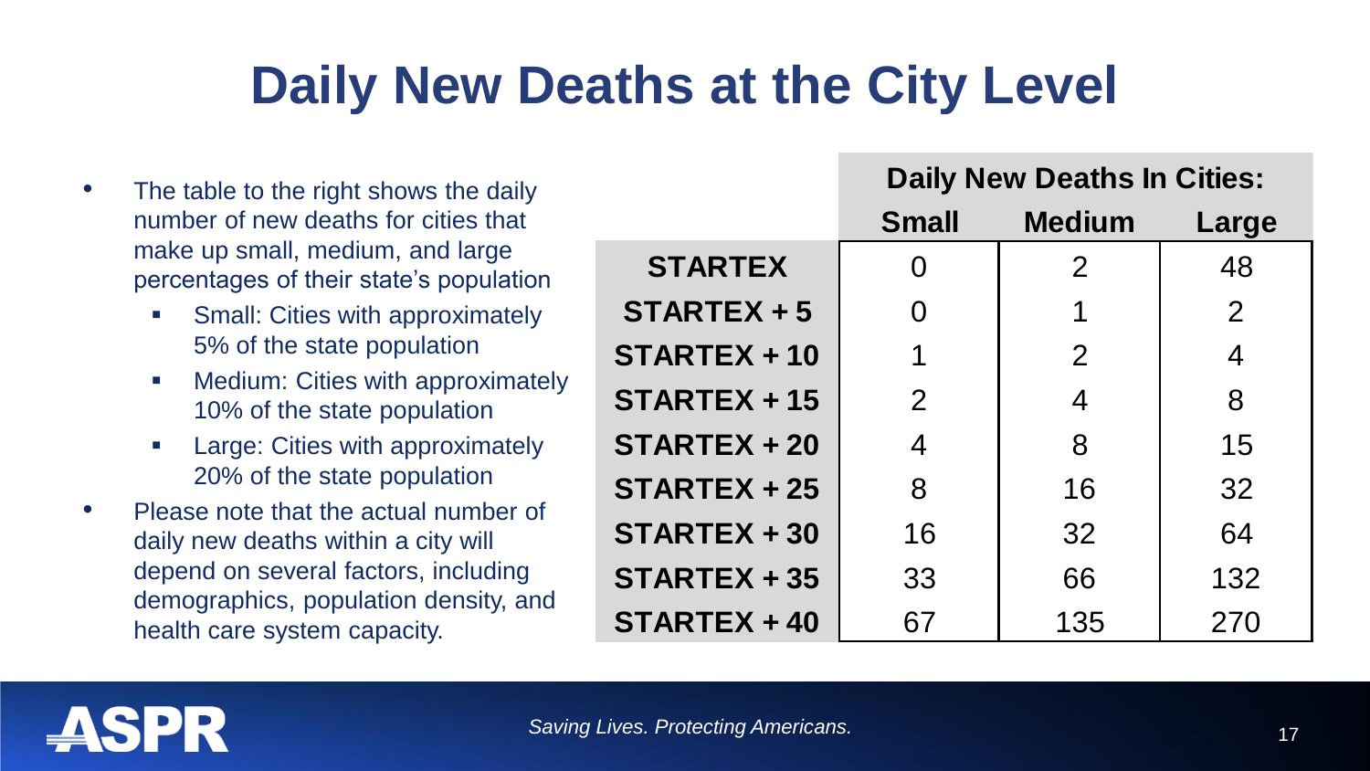# Daily New Deaths at the City Level

- The table to the right shows the daily number of new deaths for cities that make up small, medium, and large percentages of their state's population
  - Small: Cities with approximately 5% of the state population
  - Medium: Cities with approximately 10% of the state population
  - Large: Cities with approximately 20% of the state population
- Please note that the actual number of daily new deaths within a city will depend on several factors, including demographics, population density, and health care system capacity.

| | Daily New Deaths In Cities: | | |
|---|---|---|---|
| | **Small** | **Medium** | **Large** |
| **STARTEX** | 0 | 2 | 48 |
| **STARTEX + 5** | 0 | 1 | 2 |
| **STARTEX + 10** | 1 | 2 | 4 |
| **STARTEX + 15** | 2 | 4 | 8 |
| **STARTEX + 20** | 4 | 8 | 15 |
| **STARTEX + 25** | 8 | 16 | 32 |
| **STARTEX + 30** | 16 | 32 | 64 |
| **STARTEX + 35** | 33 | 66 | 132 |
| **STARTEX + 40** | 67 | 135 | 270 |

ASPR

*Saving Lives. Protecting Americans.*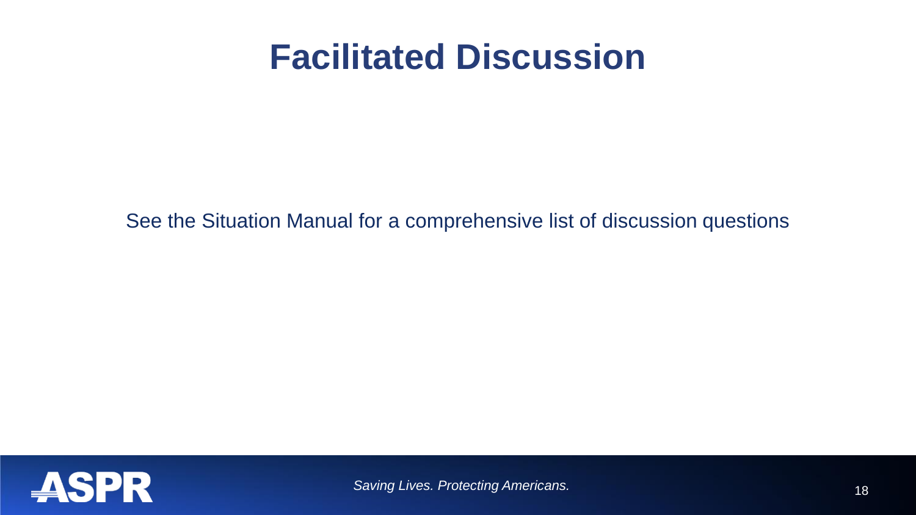# Facilitated Discussion

See the Situation Manual for a comprehensive list of discussion questions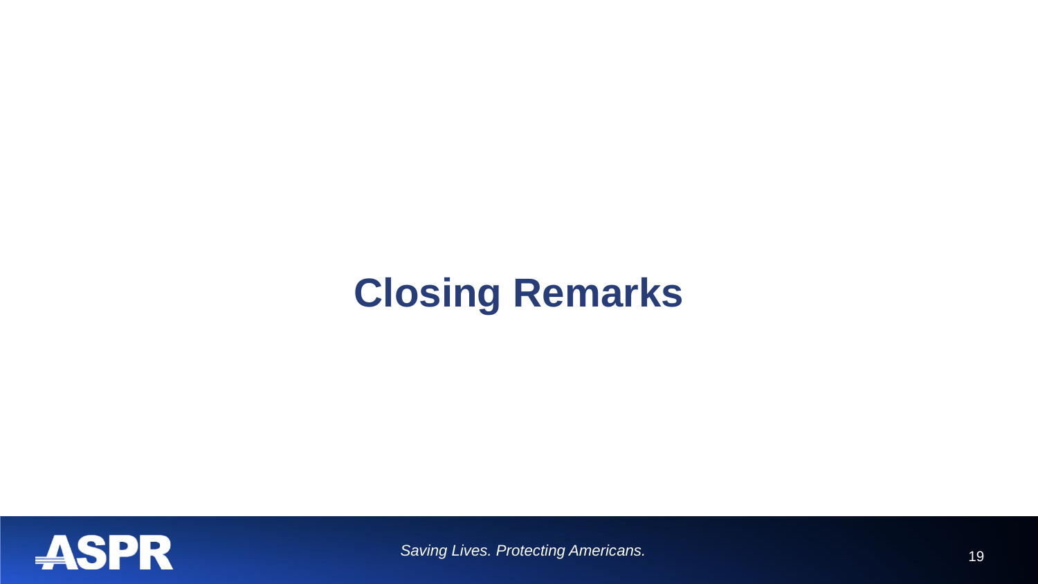# Closing Remarks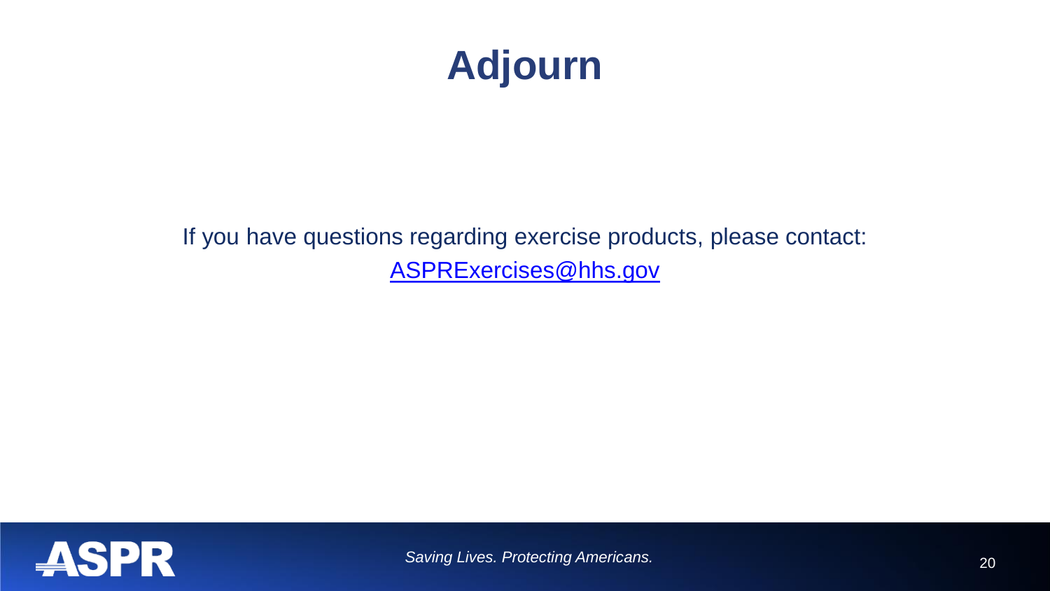# Adjourn

If you have questions regarding exercise products, please contact:
[ASPRExercises@hhs.gov](mailto:ASPRExercises@hhs.gov)